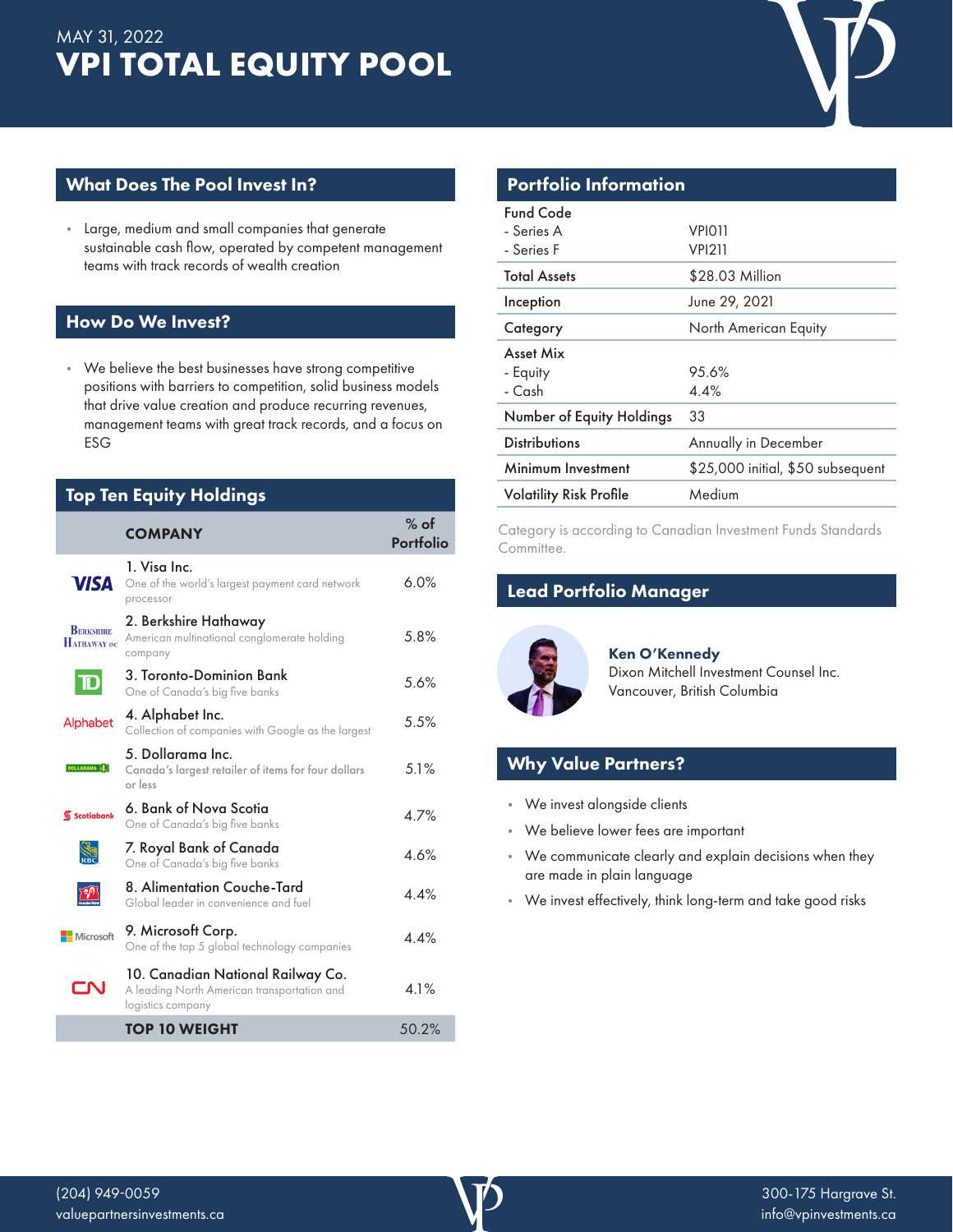MAY 31, 2022

# VPI TOTAL EQUITY POOL

## What Does The Pool Invest In?

- Large, medium and small companies that generate sustainable cash flow, operated by competent management teams with track records of wealth creation

## How Do We Invest?

- We believe the best businesses have strong competitive positions with barriers to competition, solid business models that drive value creation and produce recurring revenues, management teams with great track records, and a focus on ESG

## Top Ten Equity Holdings

| COMPANY | % of Portfolio |
|---|---|
| 1. Visa Inc.<br>One of the world's largest payment card network processor | 6.0% |
| 2. Berkshire Hathaway<br>American multinational conglomerate holding company | 5.8% |
| 3. Toronto-Dominion Bank<br>One of Canada's big five banks | 5.6% |
| 4. Alphabet Inc.<br>Collection of companies with Google as the largest | 5.5% |
| 5. Dollarama Inc.<br>Canada's largest retailer of items for four dollars or less | 5.1% |
| 6. Bank of Nova Scotia<br>One of Canada's big five banks | 4.7% |
| 7. Royal Bank of Canada<br>One of Canada's big five banks | 4.6% |
| 8. Alimentation Couche-Tard<br>Global leader in convenience and fuel | 4.4% |
| 9. Microsoft Corp.<br>One of the top 5 global technology companies | 4.4% |
| 10. Canadian National Railway Co.<br>A leading North American transportation and logistics company | 4.1% |
| **TOP 10 WEIGHT** | 50.2% |

## Portfolio Information

| | |
|---|---|
| Fund Code<br>- Series A<br>- Series F | <br>VPI011<br>VPI211 |
| Total Assets | $28.03 Million |
| Inception | June 29, 2021 |
| Category | North American Equity |
| Asset Mix<br>- Equity<br>- Cash | <br>95.6%<br>4.4% |
| Number of Equity Holdings | 33 |
| Distributions | Annually in December |
| Minimum Investment | $25,000 initial, $50 subsequent |
| Volatility Risk Profile | Medium |

Category is according to Canadian Investment Funds Standards Committee.

## Lead Portfolio Manager

**Ken O'Kennedy**
Dixon Mitchell Investment Counsel Inc.
Vancouver, British Columbia

## Why Value Partners?

- We invest alongside clients
- We believe lower fees are important
- We communicate clearly and explain decisions when they are made in plain language
- We invest effectively, think long-term and take good risks

(204) 949-0059
valuepartnersinvestments.ca

300-175 Hargrave St.
info@vpinvestments.ca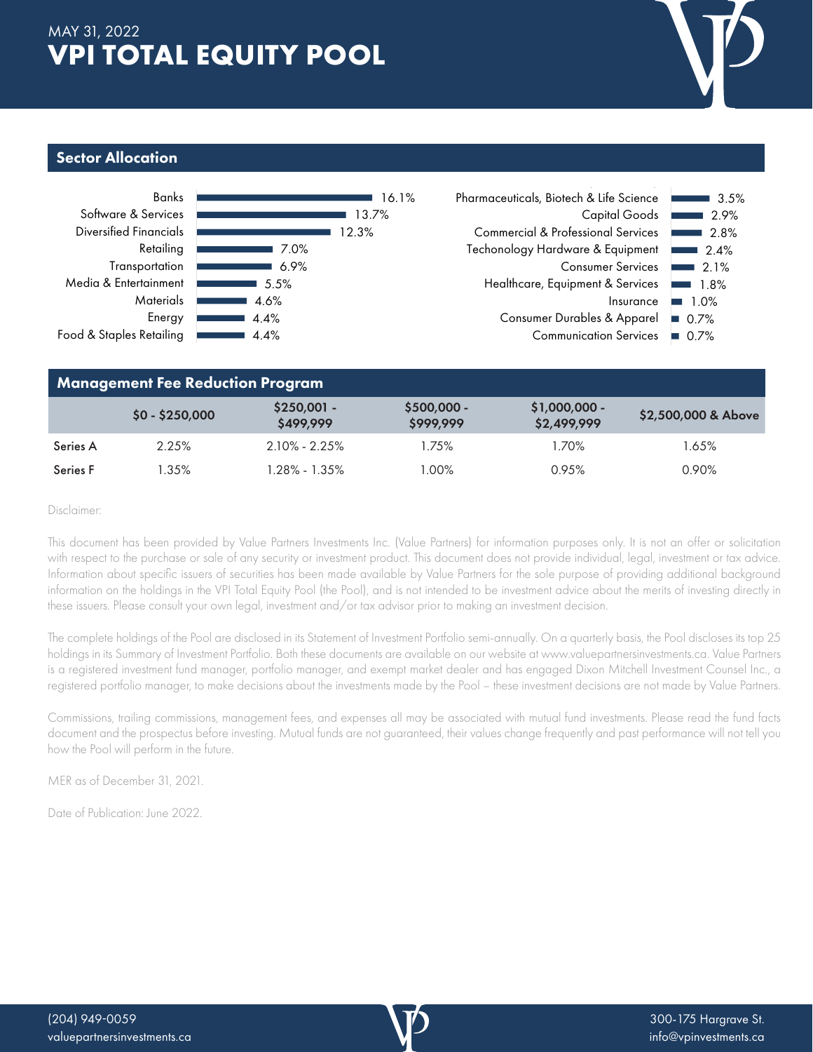MAY 31, 2022

# VPI TOTAL EQUITY POOL

## Sector Allocation

Banks 16.1%
Software & Services 13.7%
Diversified Financials 12.3%
Retailing 7.0%
Transportation 6.9%
Media & Entertainment 5.5%
Materials 4.6%
Energy 4.4%
Food & Staples Retailing 4.4%
Pharmaceuticals, Biotech & Life Science 3.5%
Capital Goods 2.9%
Commercial & Professional Services 2.8%
Techonology Hardware & Equipment 2.4%
Consumer Services 2.1%
Healthcare, Equipment & Services 1.8%
Insurance 1.0%
Consumer Durables & Apparel 0.7%
Communication Services 0.7%

## Management Fee Reduction Program

| | $0 - $250,000 | $250,001 - $499,999 | $500,000 - $999,999 | $1,000,000 - $2,499,999 | $2,500,000 & Above |
|---|---|---|---|---|---|
| Series A | 2.25% | 2.10% - 2.25% | 1.75% | 1.70% | 1.65% |
| Series F | 1.35% | 1.28% - 1.35% | 1.00% | 0.95% | 0.90% |

Disclaimer:

This document has been provided by Value Partners Investments Inc. (Value Partners) for information purposes only. It is not an offer or solicitation with respect to the purchase or sale of any security or investment product. This document does not provide individual, legal, investment or tax advice. Information about specific issuers of securities has been made available by Value Partners for the sole purpose of providing additional background information on the holdings in the VPI Total Equity Pool (the Pool), and is not intended to be investment advice about the merits of investing directly in these issuers. Please consult your own legal, investment and/or tax advisor prior to making an investment decision.

The complete holdings of the Pool are disclosed in its Statement of Investment Portfolio semi-annually. On a quarterly basis, the Pool discloses its top 25 holdings in its Summary of Investment Portfolio. Both these documents are available on our website at www.valuepartnersinvestments.ca. Value Partners is a registered investment fund manager, portfolio manager, and exempt market dealer and has engaged Dixon Mitchell Investment Counsel Inc., a registered portfolio manager, to make decisions about the investments made by the Pool – these investment decisions are not made by Value Partners.

Commissions, trailing commissions, management fees, and expenses all may be associated with mutual fund investments. Please read the fund facts document and the prospectus before investing. Mutual funds are not guaranteed, their values change frequently and past performance will not tell you how the Pool will perform in the future.

MER as of December 31, 2021.

Date of Publication: June 2022.

(204) 949-0059
valuepartnersinvestments.ca

300-175 Hargrave St.
info@vpinvestments.ca